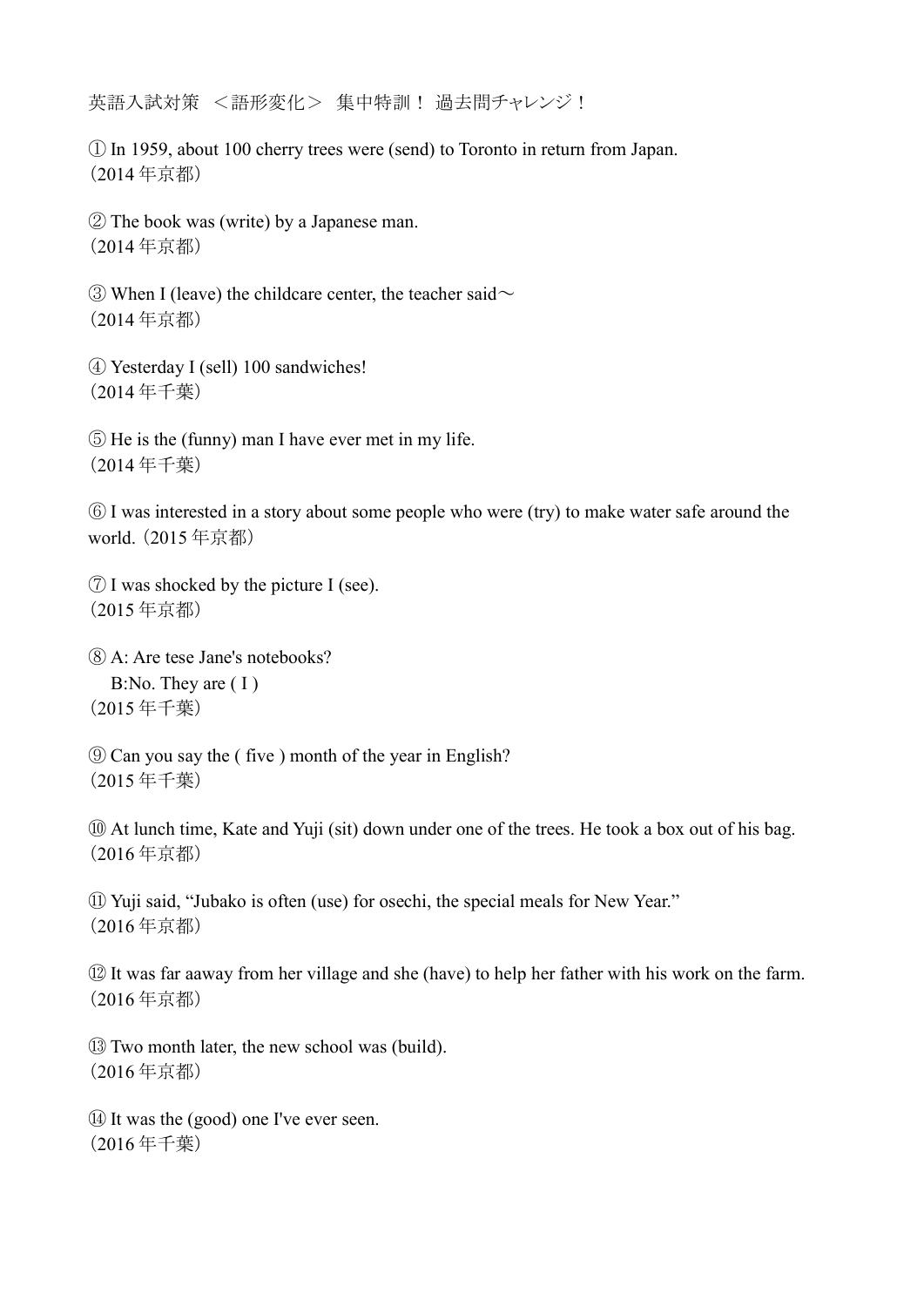英語入試対策　＜語形変化＞　集中特訓！ 過去問チャレンジ！

① In 1959, about 100 cherry trees were (send) to Toronto in return from Japan.
（2014 年京都）

② The book was (write) by a Japanese man.
（2014 年京都）

③ When I (leave) the childcare center, the teacher said～
（2014 年京都）

④ Yesterday I (sell) 100 sandwiches!
（2014 年千葉）

⑤ He is the (funny) man I have ever met in my life.
（2014 年千葉）

⑥ I was interested in a story about some people who were (try) to make water safe around the world.（2015 年京都）

⑦ I was shocked by the picture I (see).
（2015 年京都）

⑧ A: Are tese Jane's notebooks?
　B:No. They are ( I )
（2015 年千葉）

⑨ Can you say the ( five ) month of the year in English?
（2015 年千葉）

⑩ At lunch time, Kate and Yuji (sit) down under one of the trees. He took a box out of his bag.
（2016 年京都）

⑪ Yuji said, “Jubako is often (use) for osechi, the special meals for New Year.”
（2016 年京都）

⑫ It was far aaway from her village and she (have) to help her father with his work on the farm.
（2016 年京都）

⑬ Two month later, the new school was (build).
（2016 年京都）

⑭ It was the (good) one I've ever seen.
（2016 年千葉）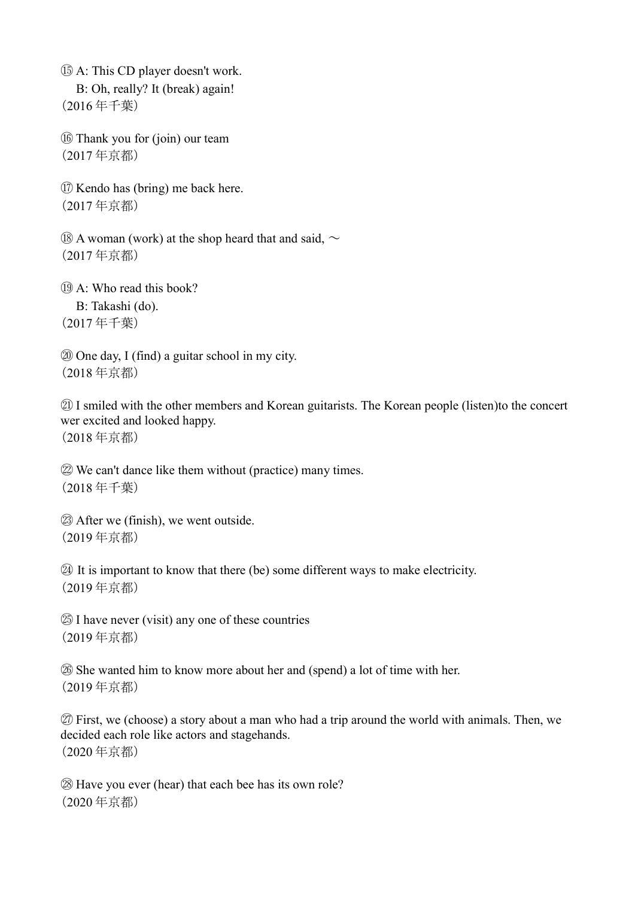⑮ A: This CD player doesn't work.
B: Oh, really? It (break) again!
（2016 年千葉）

⑯ Thank you for (join) our team
（2017 年京都）

⑰ Kendo has (bring) me back here.
（2017 年京都）

⑱ A woman (work) at the shop heard that and said, ～
（2017 年京都）

⑲ A: Who read this book?
B: Takashi (do).
（2017 年千葉）

⑳ One day, I (find) a guitar school in my city.
（2018 年京都）

㉑ I smiled with the other members and Korean guitarists. The Korean people (listen)to the concert wer excited and looked happy.
（2018 年京都）

㉒ We can't dance like them without (practice) many times.
（2018 年千葉）

㉓ After we (finish), we went outside.
（2019 年京都）

㉔ It is important to know that there (be) some different ways to make electricity.
（2019 年京都）

㉕ I have never (visit) any one of these countries
（2019 年京都）

㉖ She wanted him to know more about her and (spend) a lot of time with her.
（2019 年京都）

㉗ First, we (choose) a story about a man who had a trip around the world with animals. Then, we decided each role like actors and stagehands.
（2020 年京都）

㉘ Have you ever (hear) that each bee has its own role?
（2020 年京都）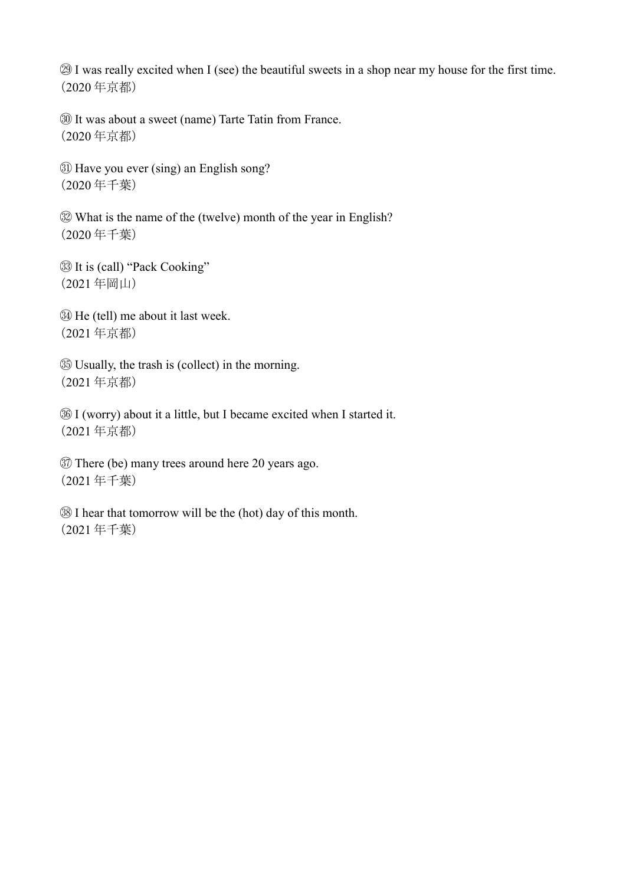㉙ I was really excited when I (see) the beautiful sweets in a shop near my house for the first time.
（2020 年京都）

㉚ It was about a sweet (name) Tarte Tatin from France.
（2020 年京都）

㉛ Have you ever (sing) an English song?
（2020 年千葉）

㉜ What is the name of the (twelve) month of the year in English?
（2020 年千葉）

㉝ It is (call) “Pack Cooking”
（2021 年岡山）

㉞ He (tell) me about it last week.
（2021 年京都）

㉟ Usually, the trash is (collect) in the morning.
（2021 年京都）

㊱ I (worry) about it a little, but I became excited when I started it.
（2021 年京都）

㊲ There (be) many trees around here 20 years ago.
（2021 年千葉）

㊳ I hear that tomorrow will be the (hot) day of this month.
（2021 年千葉）